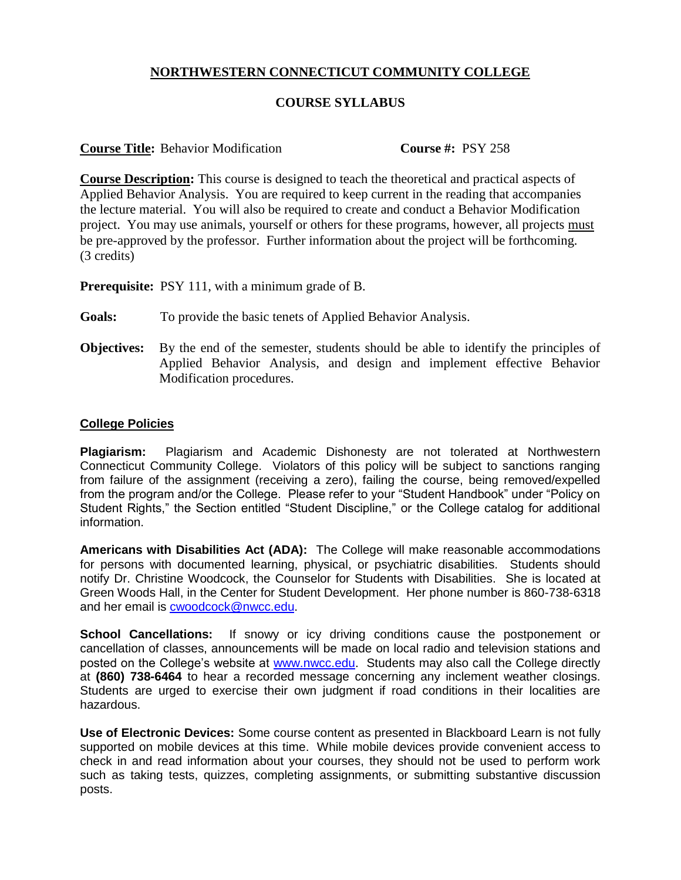# NORTHWESTERN CONNECTICUT COMMUNITY COLLEGE

## COURSE SYLLABUS

**Course Title:** Behavior Modification **Course #:** PSY 258

**Course Description:** This course is designed to teach the theoretical and practical aspects of Applied Behavior Analysis. You are required to keep current in the reading that accompanies the lecture material. You will also be required to create and conduct a Behavior Modification project. You may use animals, yourself or others for these programs, however, all projects must be pre-approved by the professor. Further information about the project will be forthcoming. (3 credits)

**Prerequisite:** PSY 111, with a minimum grade of B.

**Goals:** To provide the basic tenets of Applied Behavior Analysis.

**Objectives:** By the end of the semester, students should be able to identify the principles of Applied Behavior Analysis, and design and implement effective Behavior Modification procedures.

### College Policies

**Plagiarism:** Plagiarism and Academic Dishonesty are not tolerated at Northwestern Connecticut Community College. Violators of this policy will be subject to sanctions ranging from failure of the assignment (receiving a zero), failing the course, being removed/expelled from the program and/or the College. Please refer to your "Student Handbook" under "Policy on Student Rights," the Section entitled "Student Discipline," or the College catalog for additional information.

**Americans with Disabilities Act (ADA):** The College will make reasonable accommodations for persons with documented learning, physical, or psychiatric disabilities. Students should notify Dr. Christine Woodcock, the Counselor for Students with Disabilities. She is located at Green Woods Hall, in the Center for Student Development. Her phone number is 860-738-6318 and her email is cwoodcock@nwcc.edu.

**School Cancellations:** If snowy or icy driving conditions cause the postponement or cancellation of classes, announcements will be made on local radio and television stations and posted on the College's website at www.nwcc.edu. Students may also call the College directly at **(860) 738-6464** to hear a recorded message concerning any inclement weather closings. Students are urged to exercise their own judgment if road conditions in their localities are hazardous.

**Use of Electronic Devices:** Some course content as presented in Blackboard Learn is not fully supported on mobile devices at this time. While mobile devices provide convenient access to check in and read information about your courses, they should not be used to perform work such as taking tests, quizzes, completing assignments, or submitting substantive discussion posts.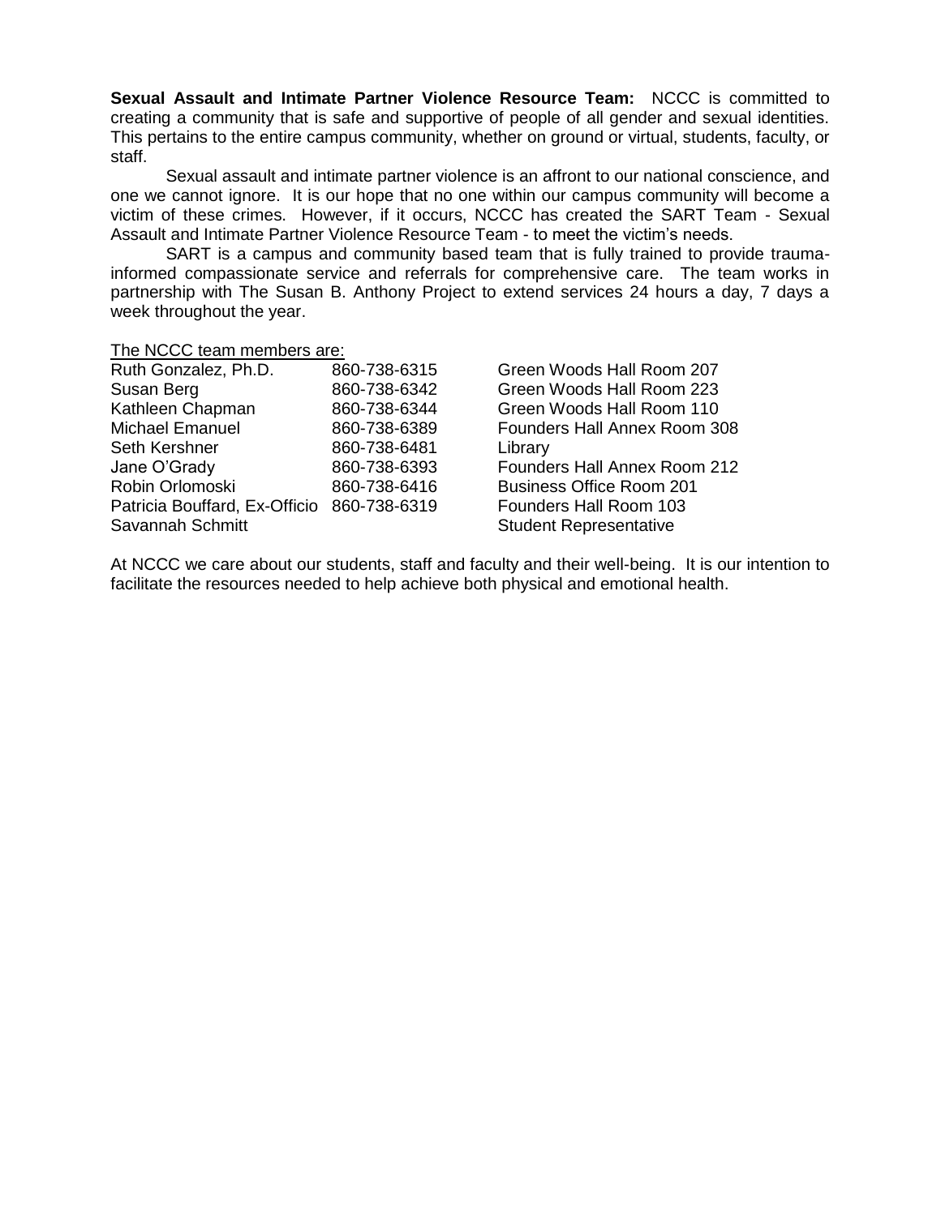**Sexual Assault and Intimate Partner Violence Resource Team:** NCCC is committed to creating a community that is safe and supportive of people of all gender and sexual identities. This pertains to the entire campus community, whether on ground or virtual, students, faculty, or staff.

Sexual assault and intimate partner violence is an affront to our national conscience, and one we cannot ignore. It is our hope that no one within our campus community will become a victim of these crimes. However, if it occurs, NCCC has created the SART Team - Sexual Assault and Intimate Partner Violence Resource Team - to meet the victim's needs.

SART is a campus and community based team that is fully trained to provide trauma-informed compassionate service and referrals for comprehensive care. The team works in partnership with The Susan B. Anthony Project to extend services 24 hours a day, 7 days a week throughout the year.

The NCCC team members are:

| | | |
|---|---|---|
| Ruth Gonzalez, Ph.D. | 860-738-6315 | Green Woods Hall Room 207 |
| Susan Berg | 860-738-6342 | Green Woods Hall Room 223 |
| Kathleen Chapman | 860-738-6344 | Green Woods Hall Room 110 |
| Michael Emanuel | 860-738-6389 | Founders Hall Annex Room 308 |
| Seth Kershner | 860-738-6481 | Library |
| Jane O'Grady | 860-738-6393 | Founders Hall Annex Room 212 |
| Robin Orlomoski | 860-738-6416 | Business Office Room 201 |
| Patricia Bouffard, Ex-Officio | 860-738-6319 | Founders Hall Room 103 |
| Savannah Schmitt | | Student Representative |

At NCCC we care about our students, staff and faculty and their well-being. It is our intention to facilitate the resources needed to help achieve both physical and emotional health.